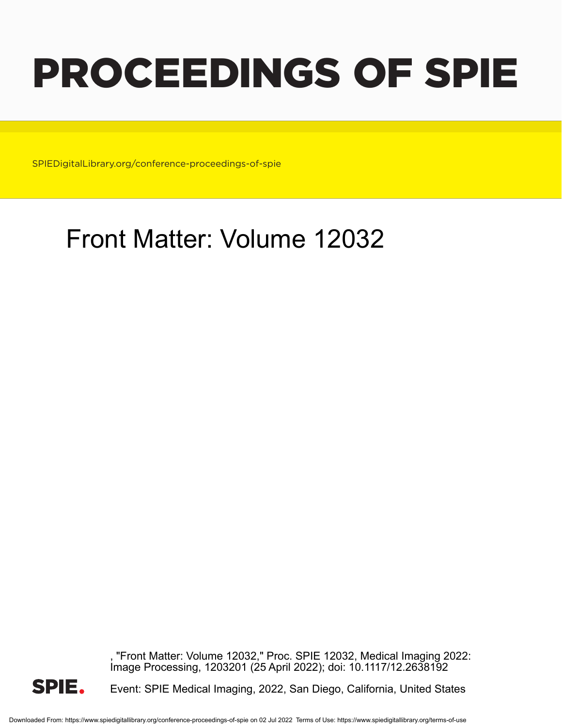# PROCEEDINGS OF SPIE

SPIEDigitalLibrary.org/conference-proceedings-of-spie

## Front Matter: Volume 12032

, "Front Matter: Volume 12032," Proc. SPIE 12032, Medical Imaging 2022: Image Processing, 1203201 (25 April 2022); doi: 10.1117/12.2638192

SPIE.

Event: SPIE Medical Imaging, 2022, San Diego, California, United States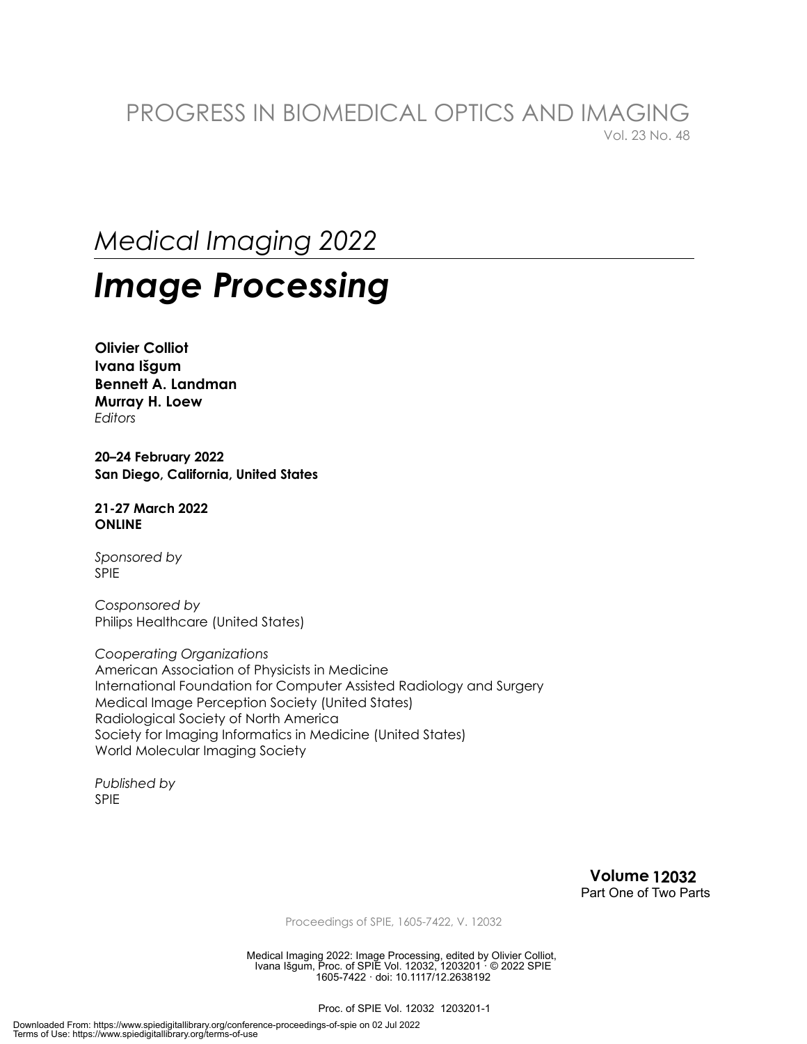PROGRESS IN BIOMEDICAL OPTICS AND IMAGING
Vol. 23 No. 48

# *Medical Imaging 2022*

# ***Image Processing***

**Olivier Colliot**
**Ivana Išgum**
**Bennett A. Landman**
**Murray H. Loew**
*Editors*

**20–24 February 2022**
**San Diego, California, United States**

**21-27 March 2022**
**ONLINE**

*Sponsored by*
SPIE

*Cosponsored by*
Philips Healthcare (United States)

*Cooperating Organizations*
American Association of Physicists in Medicine
International Foundation for Computer Assisted Radiology and Surgery
Medical Image Perception Society (United States)
Radiological Society of North America
Society for Imaging Informatics in Medicine (United States)
World Molecular Imaging Society

*Published by*
SPIE

**Volume 12032**
Part One of Two Parts

Proceedings of SPIE, 1605-7422, V. 12032

Medical Imaging 2022: Image Processing, edited by Olivier Colliot, Ivana Išgum, Proc. of SPIE Vol. 12032, 1203201 · © 2022 SPIE
1605-7422 · doi: 10.1117/12.2638192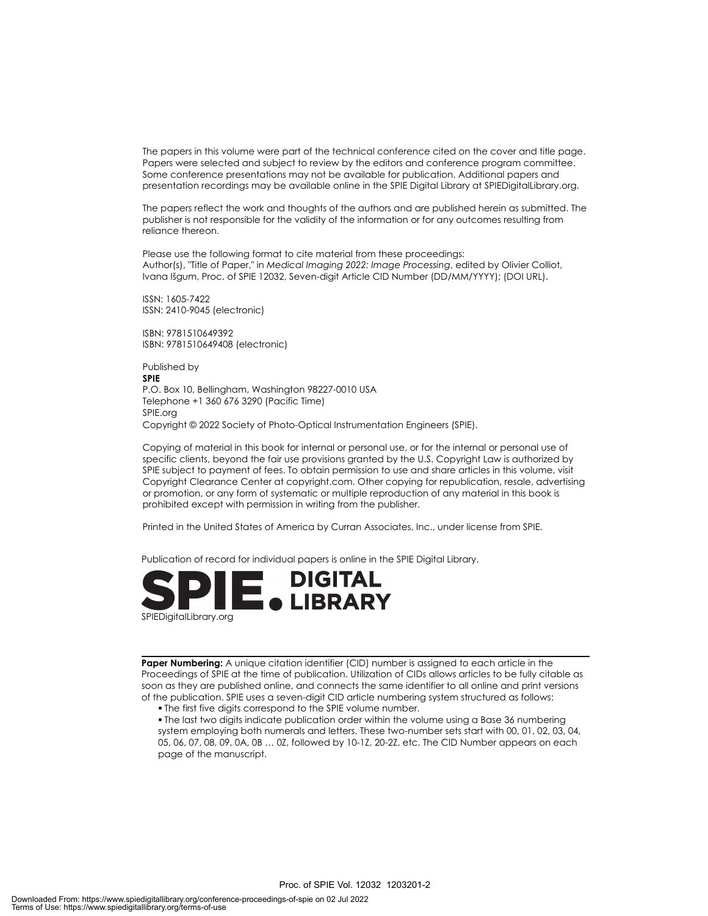The papers in this volume were part of the technical conference cited on the cover and title page. Papers were selected and subject to review by the editors and conference program committee. Some conference presentations may not be available for publication. Additional papers and presentation recordings may be available online in the SPIE Digital Library at SPIEDigitalLibrary.org.

The papers reflect the work and thoughts of the authors and are published herein as submitted. The publisher is not responsible for the validity of the information or for any outcomes resulting from reliance thereon.

Please use the following format to cite material from these proceedings:
Author(s), "Title of Paper," in *Medical Imaging 2022: Image Processing*, edited by Olivier Colliot, Ivana Išgum, Proc. of SPIE 12032, Seven-digit Article CID Number (DD/MM/YYYY); (DOI URL).

ISSN: 1605-7422
ISSN: 2410-9045 (electronic)

ISBN: 9781510649392
ISBN: 9781510649408 (electronic)

Published by
**SPIE**
P.O. Box 10, Bellingham, Washington 98227-0010 USA
Telephone +1 360 676 3290 (Pacific Time)
SPIE.org
Copyright © 2022 Society of Photo-Optical Instrumentation Engineers (SPIE).

Copying of material in this book for internal or personal use, or for the internal or personal use of specific clients, beyond the fair use provisions granted by the U.S. Copyright Law is authorized by SPIE subject to payment of fees. To obtain permission to use and share articles in this volume, visit Copyright Clearance Center at copyright.com. Other copying for republication, resale, advertising or promotion, or any form of systematic or multiple reproduction of any material in this book is prohibited except with permission in writing from the publisher.

Printed in the United States of America by Curran Associates, Inc., under license from SPIE.

Publication of record for individual papers is online in the SPIE Digital Library.

SPIE. DIGITAL LIBRARY
SPIEDigitalLibrary.org

**Paper Numbering:** A unique citation identifier (CID) number is assigned to each article in the Proceedings of SPIE at the time of publication. Utilization of CIDs allows articles to be fully citable as soon as they are published online, and connects the same identifier to all online and print versions of the publication. SPIE uses a seven-digit CID article numbering system structured as follows:

- The first five digits correspond to the SPIE volume number.
- The last two digits indicate publication order within the volume using a Base 36 numbering system employing both numerals and letters. These two-number sets start with 00, 01, 02, 03, 04, 05, 06, 07, 08, 09, 0A, 0B … 0Z, followed by 10-1Z, 20-2Z, etc. The CID Number appears on each page of the manuscript.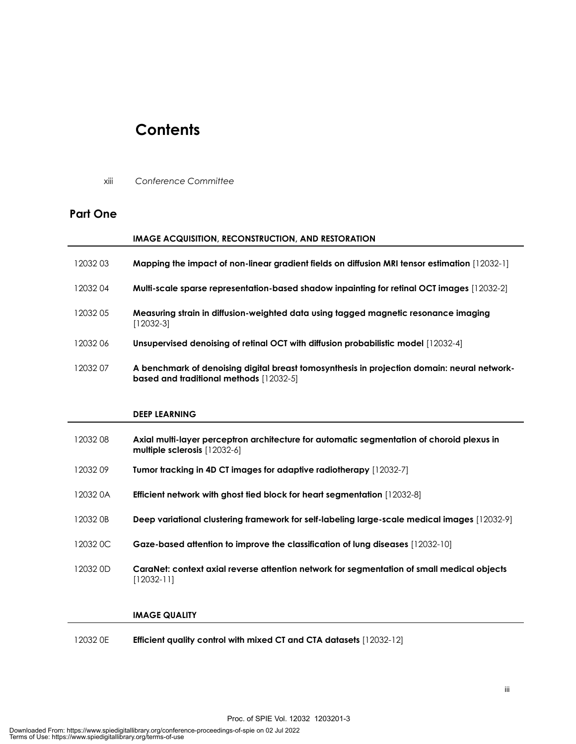# Contents

xiii *Conference Committee*

## Part One

### IMAGE ACQUISITION, RECONSTRUCTION, AND RESTORATION

12032 03 **Mapping the impact of non-linear gradient fields on diffusion MRI tensor estimation** [12032-1]

12032 04 **Multi-scale sparse representation-based shadow inpainting for retinal OCT images** [12032-2]

12032 05 **Measuring strain in diffusion-weighted data using tagged magnetic resonance imaging** [12032-3]

12032 06 **Unsupervised denoising of retinal OCT with diffusion probabilistic model** [12032-4]

12032 07 **A benchmark of denoising digital breast tomosynthesis in projection domain: neural network-based and traditional methods** [12032-5]

### DEEP LEARNING

12032 08 **Axial multi-layer perceptron architecture for automatic segmentation of choroid plexus in multiple sclerosis** [12032-6]

12032 09 **Tumor tracking in 4D CT images for adaptive radiotherapy** [12032-7]

12032 0A **Efficient network with ghost tied block for heart segmentation** [12032-8]

12032 0B **Deep variational clustering framework for self-labeling large-scale medical images** [12032-9]

12032 0C **Gaze-based attention to improve the classification of lung diseases** [12032-10]

12032 0D **CaraNet: context axial reverse attention network for segmentation of small medical objects** [12032-11]

### IMAGE QUALITY

12032 0E **Efficient quality control with mixed CT and CTA datasets** [12032-12]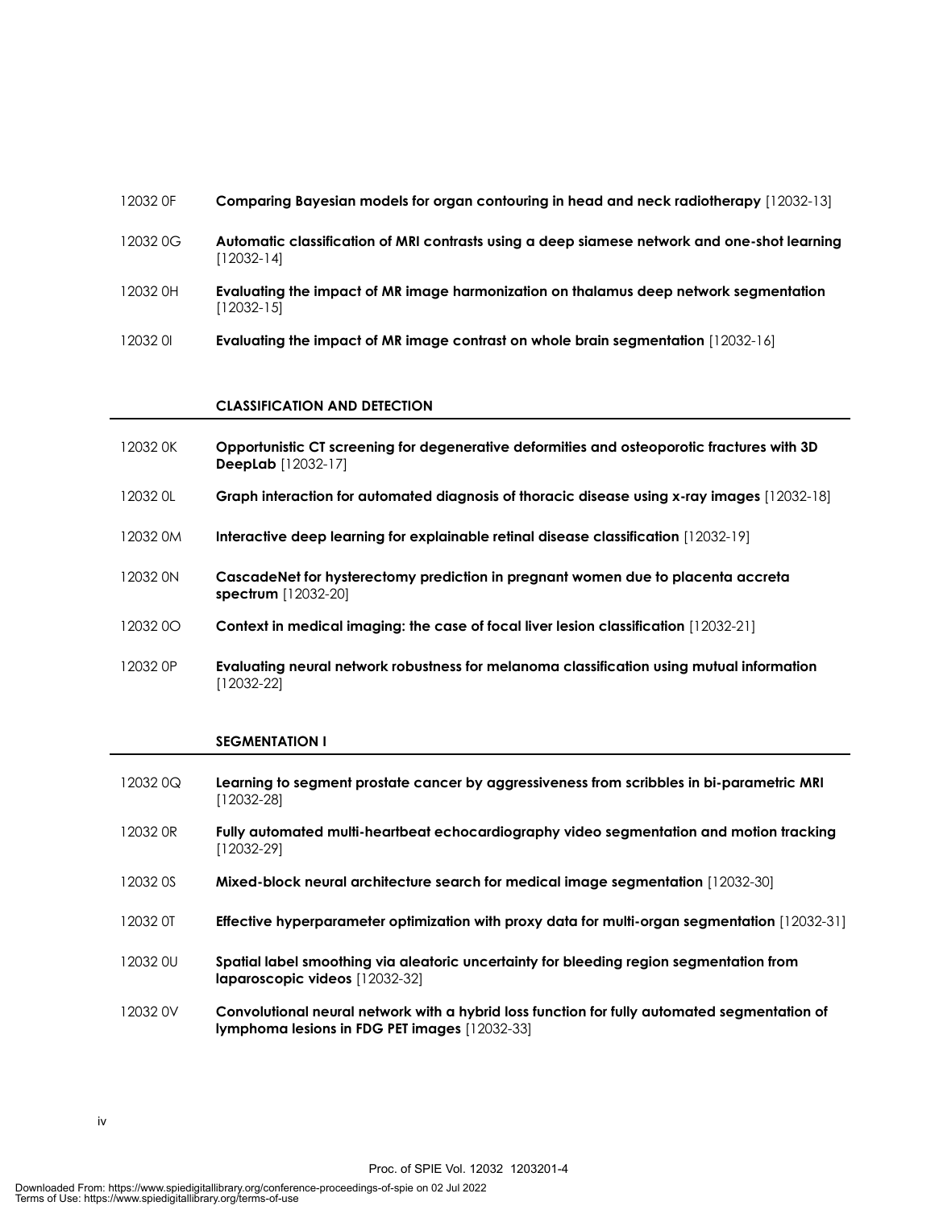12032 0F **Comparing Bayesian models for organ contouring in head and neck radiotherapy** [12032-13]

12032 0G **Automatic classification of MRI contrasts using a deep siamese network and one-shot learning** [12032-14]

12032 0H **Evaluating the impact of MR image harmonization on thalamus deep network segmentation** [12032-15]

12032 0I **Evaluating the impact of MR image contrast on whole brain segmentation** [12032-16]

## CLASSIFICATION AND DETECTION

12032 0K **Opportunistic CT screening for degenerative deformities and osteoporotic fractures with 3D DeepLab** [12032-17]

12032 0L **Graph interaction for automated diagnosis of thoracic disease using x-ray images** [12032-18]

12032 0M **Interactive deep learning for explainable retinal disease classification** [12032-19]

12032 0N **CascadeNet for hysterectomy prediction in pregnant women due to placenta accreta spectrum** [12032-20]

12032 0O **Context in medical imaging: the case of focal liver lesion classification** [12032-21]

12032 0P **Evaluating neural network robustness for melanoma classification using mutual information** [12032-22]

## SEGMENTATION I

12032 0Q **Learning to segment prostate cancer by aggressiveness from scribbles in bi-parametric MRI** [12032-28]

12032 0R **Fully automated multi-heartbeat echocardiography video segmentation and motion tracking** [12032-29]

12032 0S **Mixed-block neural architecture search for medical image segmentation** [12032-30]

12032 0T **Effective hyperparameter optimization with proxy data for multi-organ segmentation** [12032-31]

12032 0U **Spatial label smoothing via aleatoric uncertainty for bleeding region segmentation from laparoscopic videos** [12032-32]

12032 0V **Convolutional neural network with a hybrid loss function for fully automated segmentation of lymphoma lesions in FDG PET images** [12032-33]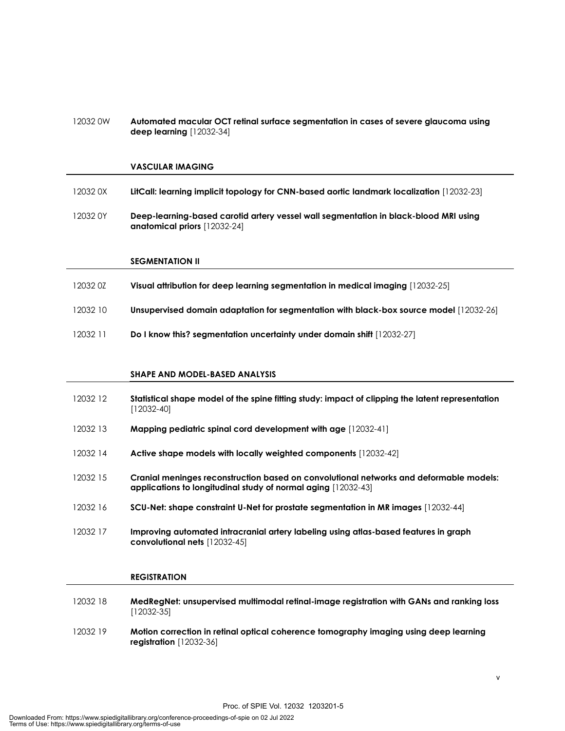12032 0W **Automated macular OCT retinal surface segmentation in cases of severe glaucoma using deep learning** [12032-34]

### VASCULAR IMAGING

12032 0X **LitCall: learning implicit topology for CNN-based aortic landmark localization** [12032-23]

12032 0Y **Deep-learning-based carotid artery vessel wall segmentation in black-blood MRI using anatomical priors** [12032-24]

### SEGMENTATION II

12032 0Z **Visual attribution for deep learning segmentation in medical imaging** [12032-25]

12032 10 **Unsupervised domain adaptation for segmentation with black-box source model** [12032-26]

12032 11 **Do I know this? segmentation uncertainty under domain shift** [12032-27]

### SHAPE AND MODEL-BASED ANALYSIS

12032 12 **Statistical shape model of the spine fitting study: impact of clipping the latent representation** [12032-40]

12032 13 **Mapping pediatric spinal cord development with age** [12032-41]

12032 14 **Active shape models with locally weighted components** [12032-42]

12032 15 **Cranial meninges reconstruction based on convolutional networks and deformable models: applications to longitudinal study of normal aging** [12032-43]

12032 16 **SCU-Net: shape constraint U-Net for prostate segmentation in MR images** [12032-44]

12032 17 **Improving automated intracranial artery labeling using atlas-based features in graph convolutional nets** [12032-45]

### REGISTRATION

12032 18 **MedRegNet: unsupervised multimodal retinal-image registration with GANs and ranking loss** [12032-35]

12032 19 **Motion correction in retinal optical coherence tomography imaging using deep learning registration** [12032-36]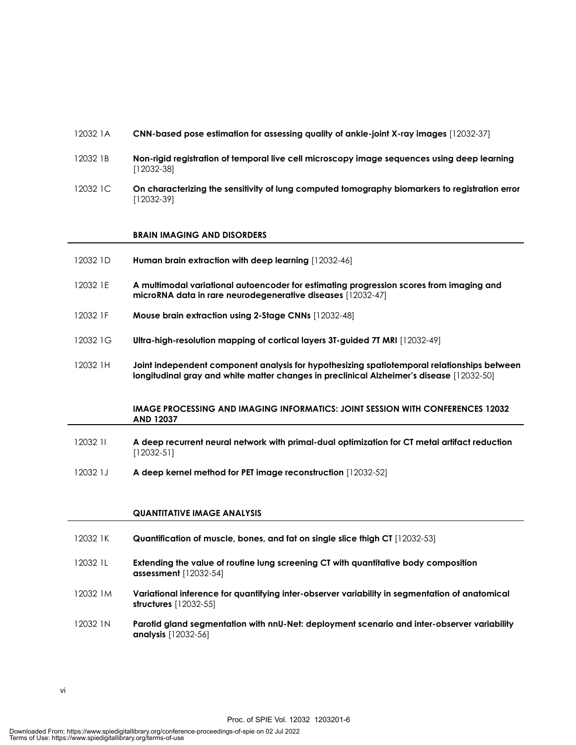12032 1A **CNN-based pose estimation for assessing quality of ankle-joint X-ray images** [12032-37]

12032 1B **Non-rigid registration of temporal live cell microscopy image sequences using deep learning** [12032-38]

12032 1C **On characterizing the sensitivity of lung computed tomography biomarkers to registration error** [12032-39]

## BRAIN IMAGING AND DISORDERS

12032 1D **Human brain extraction with deep learning** [12032-46]

12032 1E **A multimodal variational autoencoder for estimating progression scores from imaging and microRNA data in rare neurodegenerative diseases** [12032-47]

12032 1F **Mouse brain extraction using 2-Stage CNNs** [12032-48]

12032 1G **Ultra-high-resolution mapping of cortical layers 3T-guided 7T MRI** [12032-49]

12032 1H **Joint independent component analysis for hypothesizing spatiotemporal relationships between longitudinal gray and white matter changes in preclinical Alzheimer's disease** [12032-50]

## IMAGE PROCESSING AND IMAGING INFORMATICS: JOINT SESSION WITH CONFERENCES 12032 AND 12037

12032 1I **A deep recurrent neural network with primal-dual optimization for CT metal artifact reduction** [12032-51]

12032 1J **A deep kernel method for PET image reconstruction** [12032-52]

## QUANTITATIVE IMAGE ANALYSIS

12032 1K **Quantification of muscle, bones, and fat on single slice thigh CT** [12032-53]

12032 1L **Extending the value of routine lung screening CT with quantitative body composition assessment** [12032-54]

12032 1M **Variational inference for quantifying inter-observer variability in segmentation of anatomical structures** [12032-55]

12032 1N **Parotid gland segmentation with nnU-Net: deployment scenario and inter-observer variability analysis** [12032-56]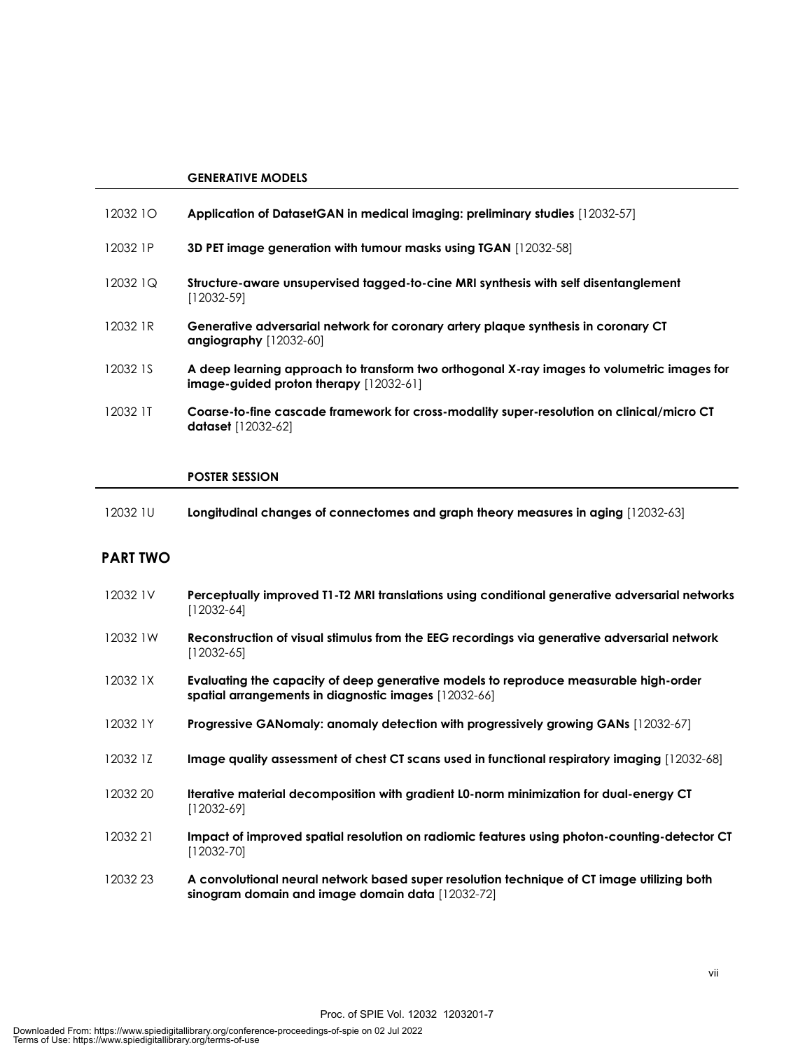### GENERATIVE MODELS

12032 1O **Application of DatasetGAN in medical imaging: preliminary studies** [12032-57]

12032 1P **3D PET image generation with tumour masks using TGAN** [12032-58]

12032 1Q **Structure-aware unsupervised tagged-to-cine MRI synthesis with self disentanglement** [12032-59]

12032 1R **Generative adversarial network for coronary artery plaque synthesis in coronary CT angiography** [12032-60]

12032 1S **A deep learning approach to transform two orthogonal X-ray images to volumetric images for image-guided proton therapy** [12032-61]

12032 1T **Coarse-to-fine cascade framework for cross-modality super-resolution on clinical/micro CT dataset** [12032-62]

### POSTER SESSION

12032 1U **Longitudinal changes of connectomes and graph theory measures in aging** [12032-63]

## PART TWO

12032 1V **Perceptually improved T1-T2 MRI translations using conditional generative adversarial networks** [12032-64]

12032 1W **Reconstruction of visual stimulus from the EEG recordings via generative adversarial network** [12032-65]

12032 1X **Evaluating the capacity of deep generative models to reproduce measurable high-order spatial arrangements in diagnostic images** [12032-66]

12032 1Y **Progressive GANomaly: anomaly detection with progressively growing GANs** [12032-67]

12032 1Z **Image quality assessment of chest CT scans used in functional respiratory imaging** [12032-68]

12032 20 **Iterative material decomposition with gradient L0-norm minimization for dual-energy CT** [12032-69]

12032 21 **Impact of improved spatial resolution on radiomic features using photon-counting-detector CT** [12032-70]

12032 23 **A convolutional neural network based super resolution technique of CT image utilizing both sinogram domain and image domain data** [12032-72]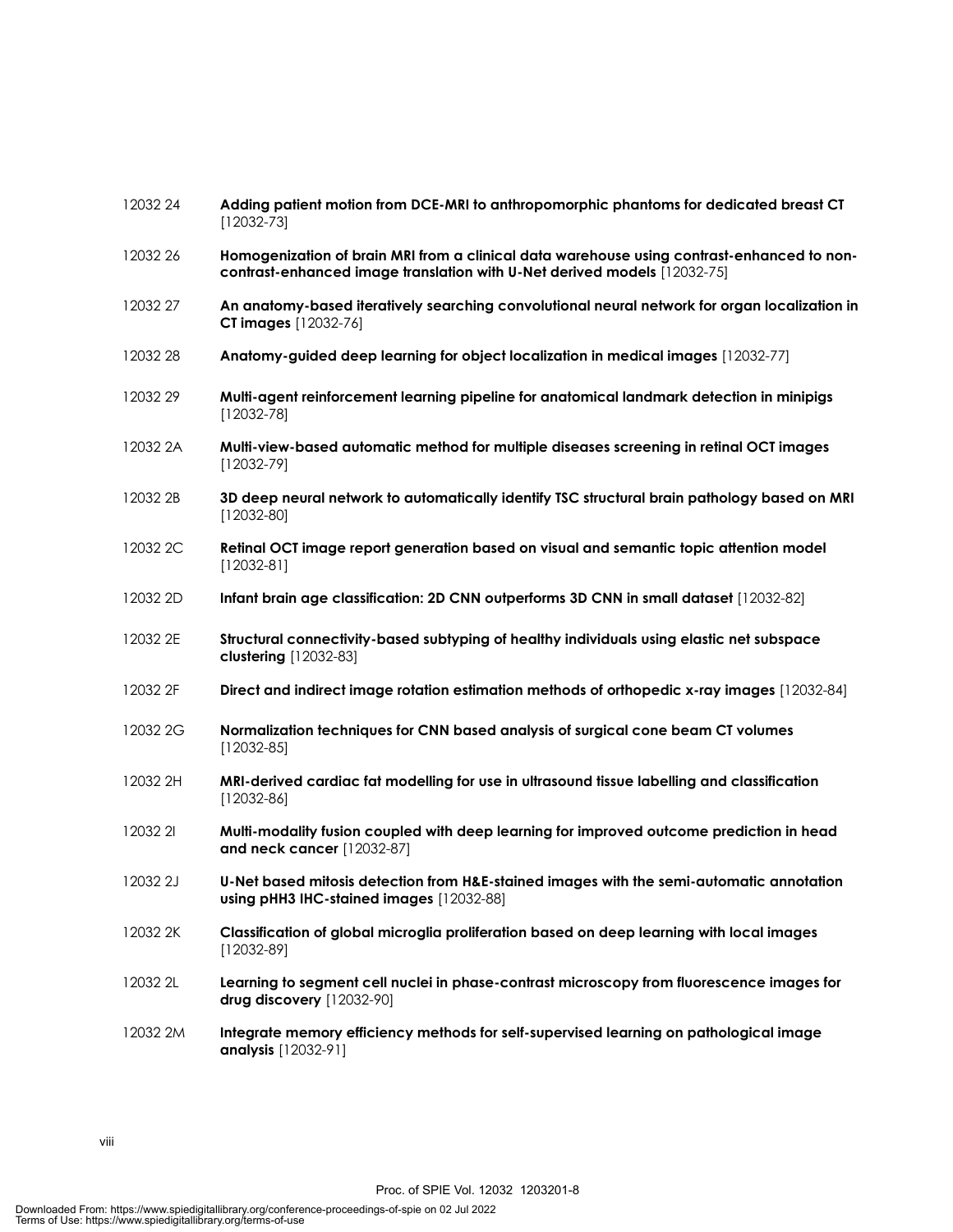12032 24 **Adding patient motion from DCE-MRI to anthropomorphic phantoms for dedicated breast CT** [12032-73]

12032 26 **Homogenization of brain MRI from a clinical data warehouse using contrast-enhanced to non-contrast-enhanced image translation with U-Net derived models** [12032-75]

12032 27 **An anatomy-based iteratively searching convolutional neural network for organ localization in CT images** [12032-76]

12032 28 **Anatomy-guided deep learning for object localization in medical images** [12032-77]

12032 29 **Multi-agent reinforcement learning pipeline for anatomical landmark detection in minipigs** [12032-78]

12032 2A **Multi-view-based automatic method for multiple diseases screening in retinal OCT images** [12032-79]

12032 2B **3D deep neural network to automatically identify TSC structural brain pathology based on MRI** [12032-80]

12032 2C **Retinal OCT image report generation based on visual and semantic topic attention model** [12032-81]

12032 2D **Infant brain age classification: 2D CNN outperforms 3D CNN in small dataset** [12032-82]

12032 2E **Structural connectivity-based subtyping of healthy individuals using elastic net subspace clustering** [12032-83]

12032 2F **Direct and indirect image rotation estimation methods of orthopedic x-ray images** [12032-84]

12032 2G **Normalization techniques for CNN based analysis of surgical cone beam CT volumes** [12032-85]

12032 2H **MRI-derived cardiac fat modelling for use in ultrasound tissue labelling and classification** [12032-86]

12032 2I **Multi-modality fusion coupled with deep learning for improved outcome prediction in head and neck cancer** [12032-87]

12032 2J **U-Net based mitosis detection from H&E-stained images with the semi-automatic annotation using pHH3 IHC-stained images** [12032-88]

12032 2K **Classification of global microglia proliferation based on deep learning with local images** [12032-89]

12032 2L **Learning to segment cell nuclei in phase-contrast microscopy from fluorescence images for drug discovery** [12032-90]

12032 2M **Integrate memory efficiency methods for self-supervised learning on pathological image analysis** [12032-91]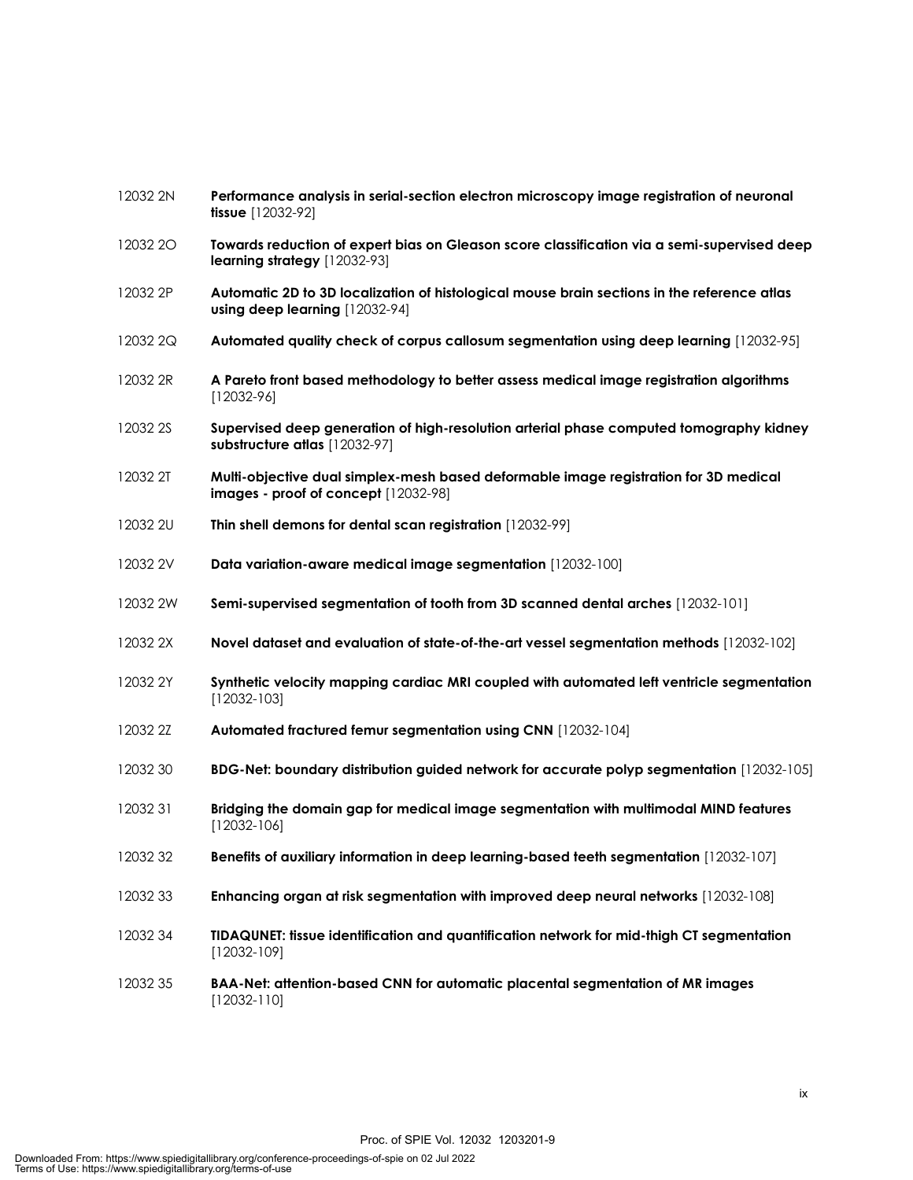12032 2N **Performance analysis in serial-section electron microscopy image registration of neuronal tissue** [12032-92]

12032 2O **Towards reduction of expert bias on Gleason score classification via a semi-supervised deep learning strategy** [12032-93]

12032 2P **Automatic 2D to 3D localization of histological mouse brain sections in the reference atlas using deep learning** [12032-94]

12032 2Q **Automated quality check of corpus callosum segmentation using deep learning** [12032-95]

12032 2R **A Pareto front based methodology to better assess medical image registration algorithms** [12032-96]

12032 2S **Supervised deep generation of high-resolution arterial phase computed tomography kidney substructure atlas** [12032-97]

12032 2T **Multi-objective dual simplex-mesh based deformable image registration for 3D medical images - proof of concept** [12032-98]

12032 2U **Thin shell demons for dental scan registration** [12032-99]

12032 2V **Data variation-aware medical image segmentation** [12032-100]

12032 2W **Semi-supervised segmentation of tooth from 3D scanned dental arches** [12032-101]

12032 2X **Novel dataset and evaluation of state-of-the-art vessel segmentation methods** [12032-102]

12032 2Y **Synthetic velocity mapping cardiac MRI coupled with automated left ventricle segmentation** [12032-103]

12032 2Z **Automated fractured femur segmentation using CNN** [12032-104]

12032 30 **BDG-Net: boundary distribution guided network for accurate polyp segmentation** [12032-105]

12032 31 **Bridging the domain gap for medical image segmentation with multimodal MIND features** [12032-106]

12032 32 **Benefits of auxiliary information in deep learning-based teeth segmentation** [12032-107]

12032 33 **Enhancing organ at risk segmentation with improved deep neural networks** [12032-108]

12032 34 **TIDAQUNET: tissue identification and quantification network for mid-thigh CT segmentation** [12032-109]

12032 35 **BAA-Net: attention-based CNN for automatic placental segmentation of MR images** [12032-110]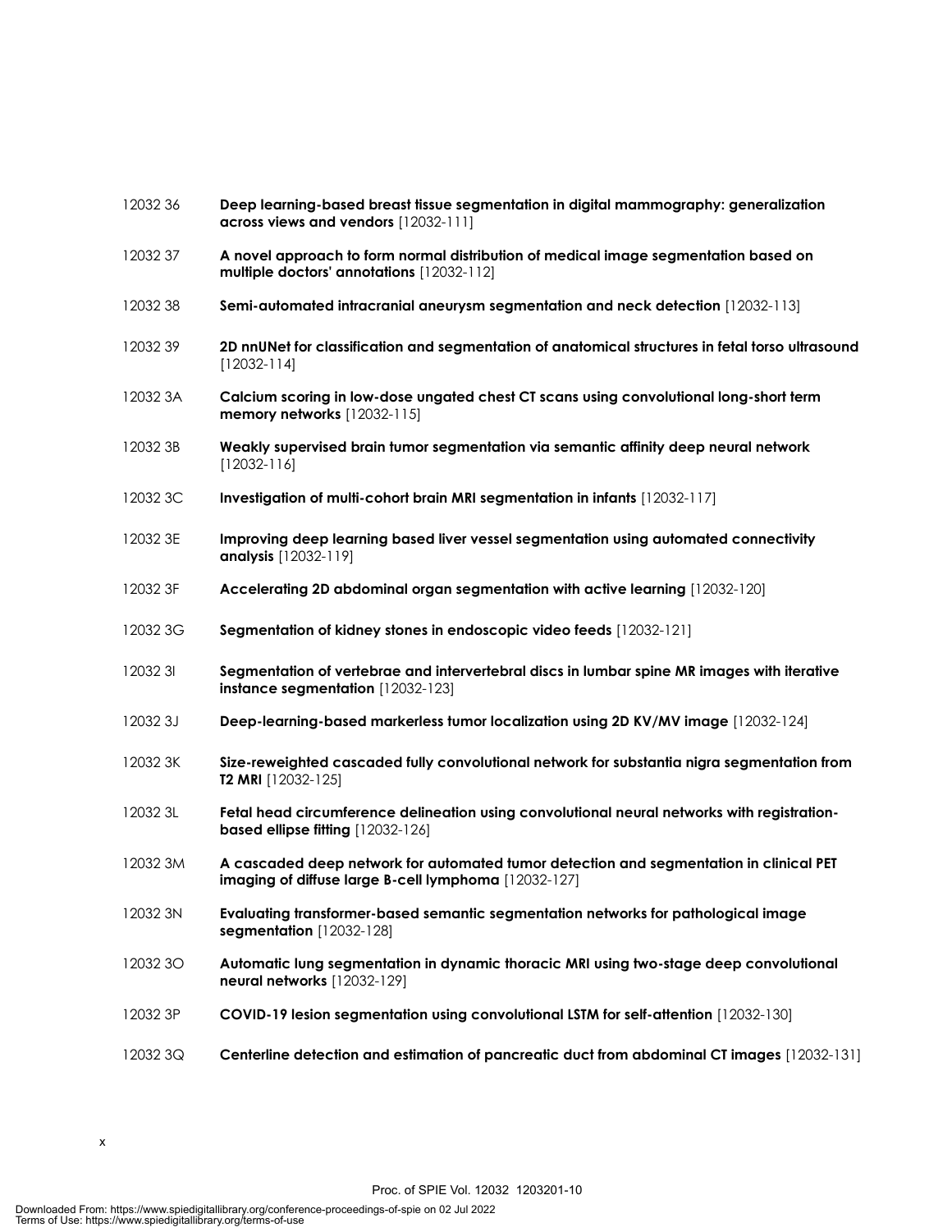12032 36 **Deep learning-based breast tissue segmentation in digital mammography: generalization across views and vendors** [12032-111]

12032 37 **A novel approach to form normal distribution of medical image segmentation based on multiple doctors' annotations** [12032-112]

12032 38 **Semi-automated intracranial aneurysm segmentation and neck detection** [12032-113]

12032 39 **2D nnUNet for classification and segmentation of anatomical structures in fetal torso ultrasound** [12032-114]

12032 3A **Calcium scoring in low-dose ungated chest CT scans using convolutional long-short term memory networks** [12032-115]

12032 3B **Weakly supervised brain tumor segmentation via semantic affinity deep neural network** [12032-116]

12032 3C **Investigation of multi-cohort brain MRI segmentation in infants** [12032-117]

12032 3E **Improving deep learning based liver vessel segmentation using automated connectivity analysis** [12032-119]

12032 3F **Accelerating 2D abdominal organ segmentation with active learning** [12032-120]

12032 3G **Segmentation of kidney stones in endoscopic video feeds** [12032-121]

12032 3I **Segmentation of vertebrae and intervertebral discs in lumbar spine MR images with iterative instance segmentation** [12032-123]

12032 3J **Deep-learning-based markerless tumor localization using 2D KV/MV image** [12032-124]

12032 3K **Size-reweighted cascaded fully convolutional network for substantia nigra segmentation from T2 MRI** [12032-125]

12032 3L **Fetal head circumference delineation using convolutional neural networks with registration-based ellipse fitting** [12032-126]

12032 3M **A cascaded deep network for automated tumor detection and segmentation in clinical PET imaging of diffuse large B-cell lymphoma** [12032-127]

12032 3N **Evaluating transformer-based semantic segmentation networks for pathological image segmentation** [12032-128]

12032 3O **Automatic lung segmentation in dynamic thoracic MRI using two-stage deep convolutional neural networks** [12032-129]

12032 3P **COVID-19 lesion segmentation using convolutional LSTM for self-attention** [12032-130]

12032 3Q **Centerline detection and estimation of pancreatic duct from abdominal CT images** [12032-131]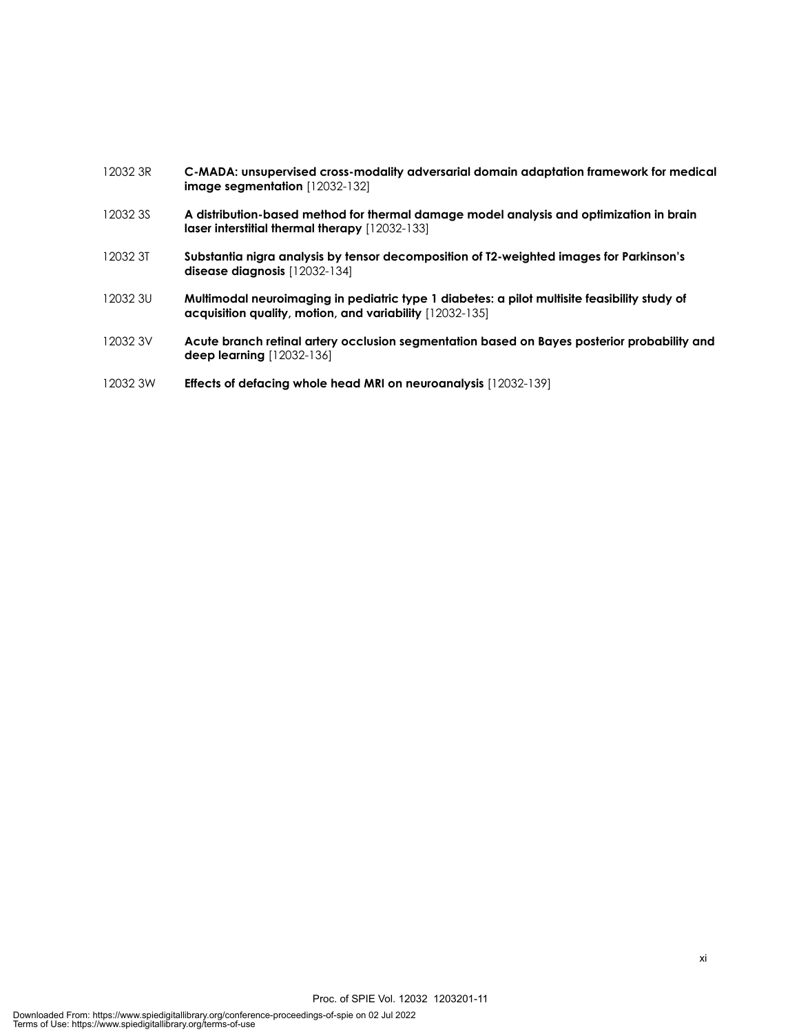12032 3R **C-MADA: unsupervised cross-modality adversarial domain adaptation framework for medical image segmentation** [12032-132]

12032 3S **A distribution-based method for thermal damage model analysis and optimization in brain laser interstitial thermal therapy** [12032-133]

12032 3T **Substantia nigra analysis by tensor decomposition of T2-weighted images for Parkinson's disease diagnosis** [12032-134]

12032 3U **Multimodal neuroimaging in pediatric type 1 diabetes: a pilot multisite feasibility study of acquisition quality, motion, and variability** [12032-135]

12032 3V **Acute branch retinal artery occlusion segmentation based on Bayes posterior probability and deep learning** [12032-136]

12032 3W **Effects of defacing whole head MRI on neuroanalysis** [12032-139]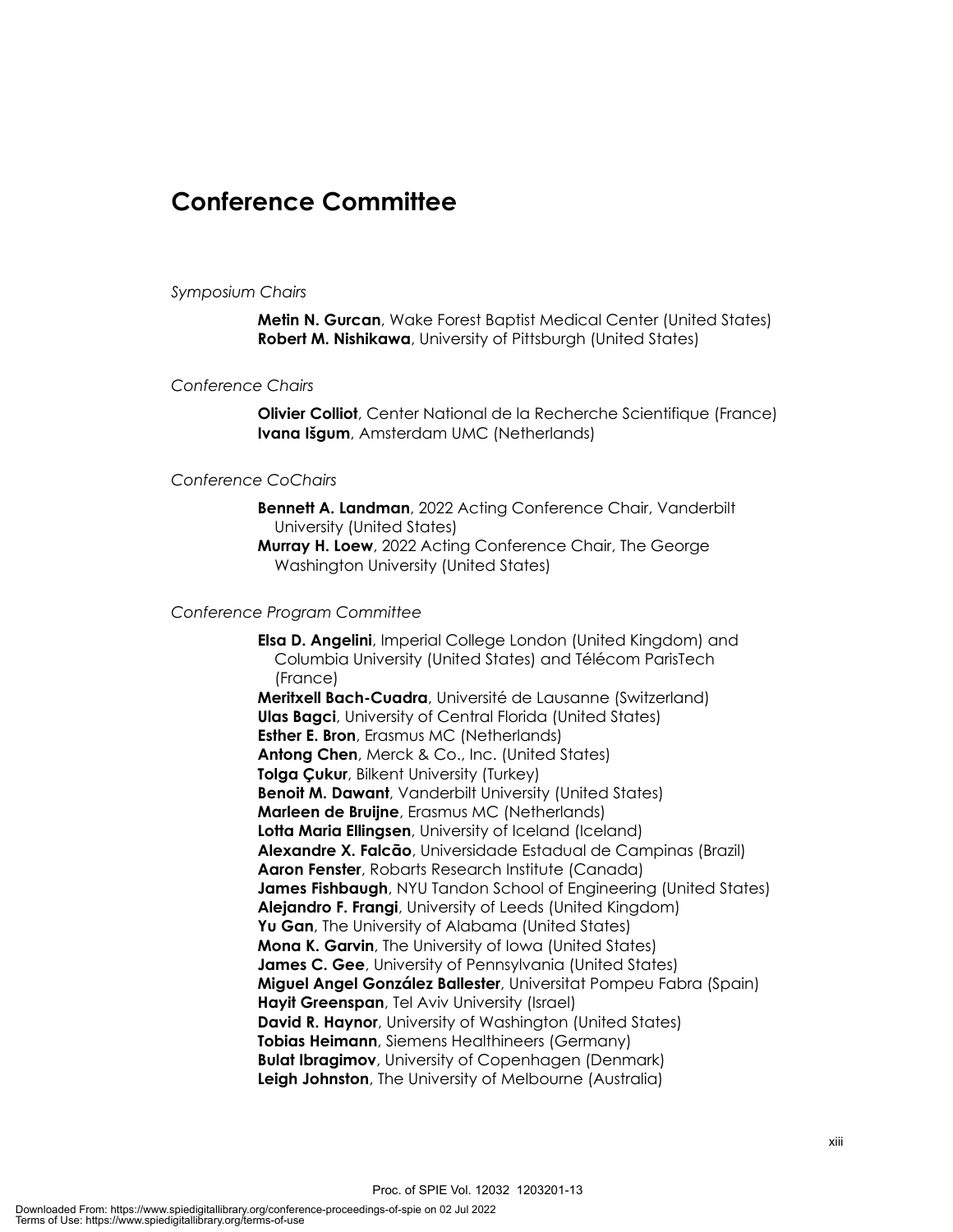# Conference Committee

*Symposium Chairs*

**Metin N. Gurcan**, Wake Forest Baptist Medical Center (United States)
**Robert M. Nishikawa**, University of Pittsburgh (United States)

*Conference Chairs*

**Olivier Colliot**, Center National de la Recherche Scientifique (France)
**Ivana Išgum**, Amsterdam UMC (Netherlands)

*Conference CoChairs*

**Bennett A. Landman**, 2022 Acting Conference Chair, Vanderbilt University (United States)
**Murray H. Loew**, 2022 Acting Conference Chair, The George Washington University (United States)

*Conference Program Committee*

**Elsa D. Angelini**, Imperial College London (United Kingdom) and Columbia University (United States) and Télécom ParisTech (France)
**Meritxell Bach-Cuadra**, Université de Lausanne (Switzerland)
**Ulas Bagci**, University of Central Florida (United States)
**Esther E. Bron**, Erasmus MC (Netherlands)
**Antong Chen**, Merck & Co., Inc. (United States)
**Tolga Çukur**, Bilkent University (Turkey)
**Benoit M. Dawant**, Vanderbilt University (United States)
**Marleen de Bruijne**, Erasmus MC (Netherlands)
**Lotta Maria Ellingsen**, University of Iceland (Iceland)
**Alexandre X. Falcão**, Universidade Estadual de Campinas (Brazil)
**Aaron Fenster**, Robarts Research Institute (Canada)
**James Fishbaugh**, NYU Tandon School of Engineering (United States)
**Alejandro F. Frangi**, University of Leeds (United Kingdom)
**Yu Gan**, The University of Alabama (United States)
**Mona K. Garvin**, The University of Iowa (United States)
**James C. Gee**, University of Pennsylvania (United States)
**Miguel Angel González Ballester**, Universitat Pompeu Fabra (Spain)
**Hayit Greenspan**, Tel Aviv University (Israel)
**David R. Haynor**, University of Washington (United States)
**Tobias Heimann**, Siemens Healthineers (Germany)
**Bulat Ibragimov**, University of Copenhagen (Denmark)
**Leigh Johnston**, The University of Melbourne (Australia)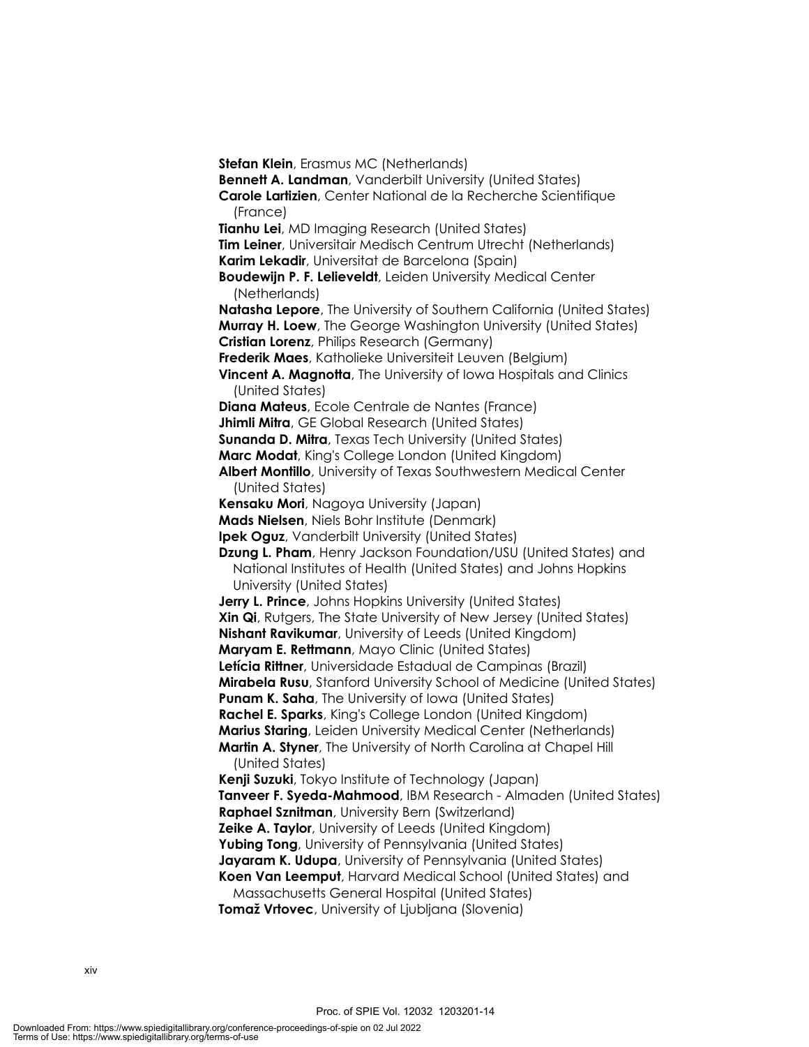**Stefan Klein**, Erasmus MC (Netherlands)
**Bennett A. Landman**, Vanderbilt University (United States)
**Carole Lartizien**, Center National de la Recherche Scientifique (France)
**Tianhu Lei**, MD Imaging Research (United States)
**Tim Leiner**, Universitair Medisch Centrum Utrecht (Netherlands)
**Karim Lekadir**, Universitat de Barcelona (Spain)
**Boudewijn P. F. Lelieveldt**, Leiden University Medical Center (Netherlands)
**Natasha Lepore**, The University of Southern California (United States)
**Murray H. Loew**, The George Washington University (United States)
**Cristian Lorenz**, Philips Research (Germany)
**Frederik Maes**, Katholieke Universiteit Leuven (Belgium)
**Vincent A. Magnotta**, The University of Iowa Hospitals and Clinics (United States)
**Diana Mateus**, Ecole Centrale de Nantes (France)
**Jhimli Mitra**, GE Global Research (United States)
**Sunanda D. Mitra**, Texas Tech University (United States)
**Marc Modat**, King's College London (United Kingdom)
**Albert Montillo**, University of Texas Southwestern Medical Center (United States)
**Kensaku Mori**, Nagoya University (Japan)
**Mads Nielsen**, Niels Bohr Institute (Denmark)
**Ipek Oguz**, Vanderbilt University (United States)
**Dzung L. Pham**, Henry Jackson Foundation/USU (United States) and National Institutes of Health (United States) and Johns Hopkins University (United States)
**Jerry L. Prince**, Johns Hopkins University (United States)
**Xin Qi**, Rutgers, The State University of New Jersey (United States)
**Nishant Ravikumar**, University of Leeds (United Kingdom)
**Maryam E. Rettmann**, Mayo Clinic (United States)
**Letícia Rittner**, Universidade Estadual de Campinas (Brazil)
**Mirabela Rusu**, Stanford University School of Medicine (United States)
**Punam K. Saha**, The University of Iowa (United States)
**Rachel E. Sparks**, King's College London (United Kingdom)
**Marius Staring**, Leiden University Medical Center (Netherlands)
**Martin A. Styner**, The University of North Carolina at Chapel Hill (United States)
**Kenji Suzuki**, Tokyo Institute of Technology (Japan)
**Tanveer F. Syeda-Mahmood**, IBM Research - Almaden (United States)
**Raphael Sznitman**, University Bern (Switzerland)
**Zeike A. Taylor**, University of Leeds (United Kingdom)
**Yubing Tong**, University of Pennsylvania (United States)
**Jayaram K. Udupa**, University of Pennsylvania (United States)
**Koen Van Leemput**, Harvard Medical School (United States) and Massachusetts General Hospital (United States)
**Tomaž Vrtovec**, University of Ljubljana (Slovenia)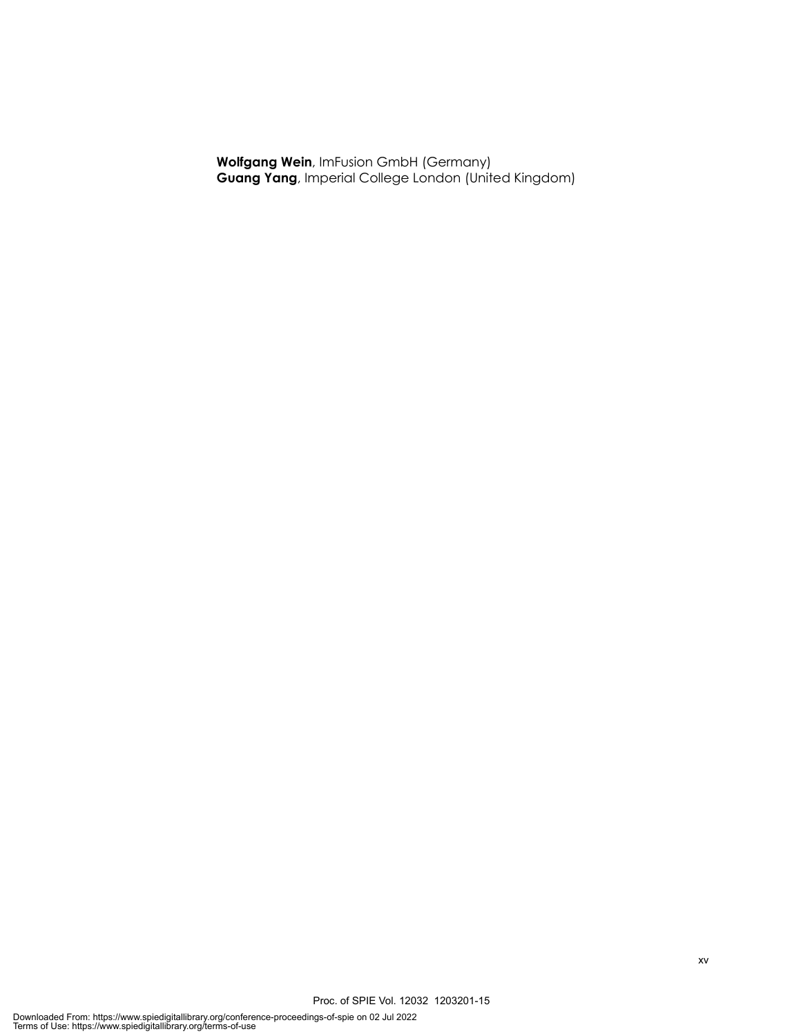**Wolfgang Wein**, ImFusion GmbH (Germany)
**Guang Yang**, Imperial College London (United Kingdom)